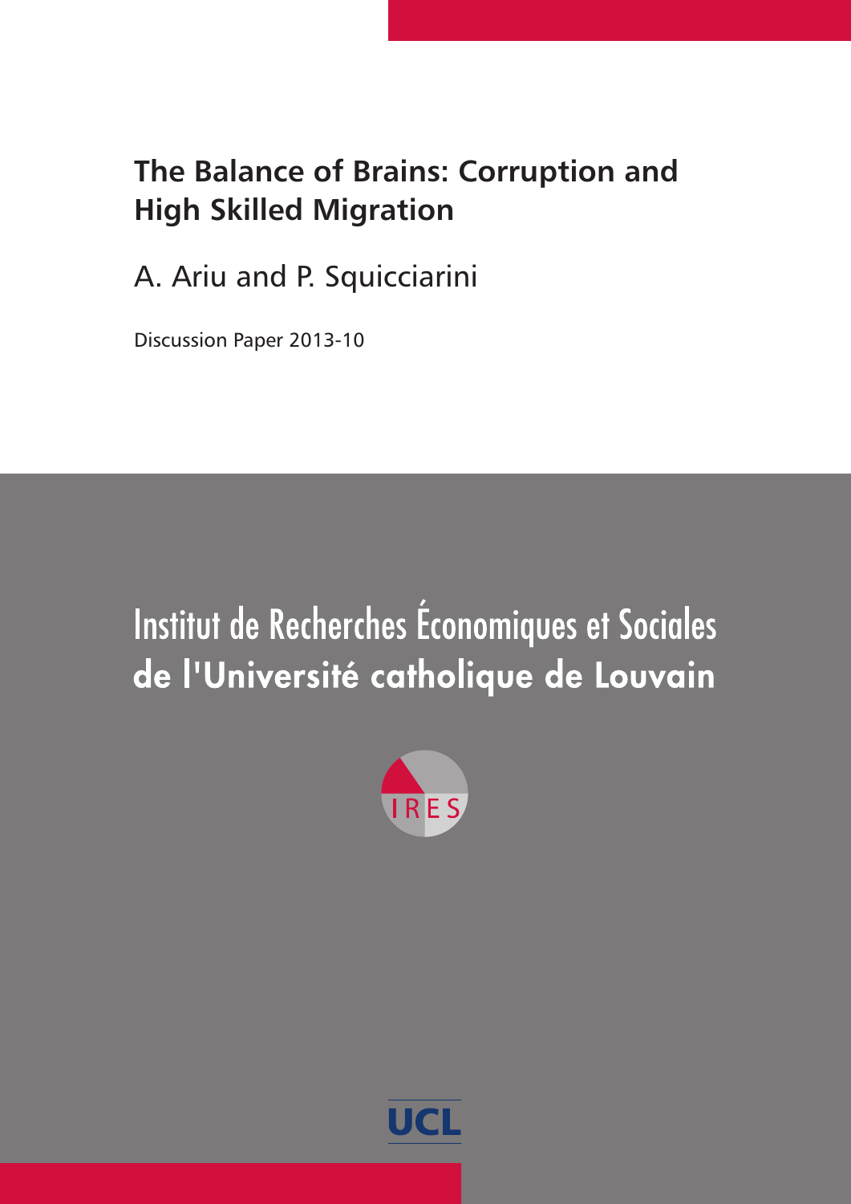# The Balance of Brains: Corruption and High Skilled Migration

A. Ariu and P. Squicciarini

Discussion Paper 2013-10

Institut de Recherches Économiques et Sociales
**de l'Université catholique de Louvain**

IRES

UCL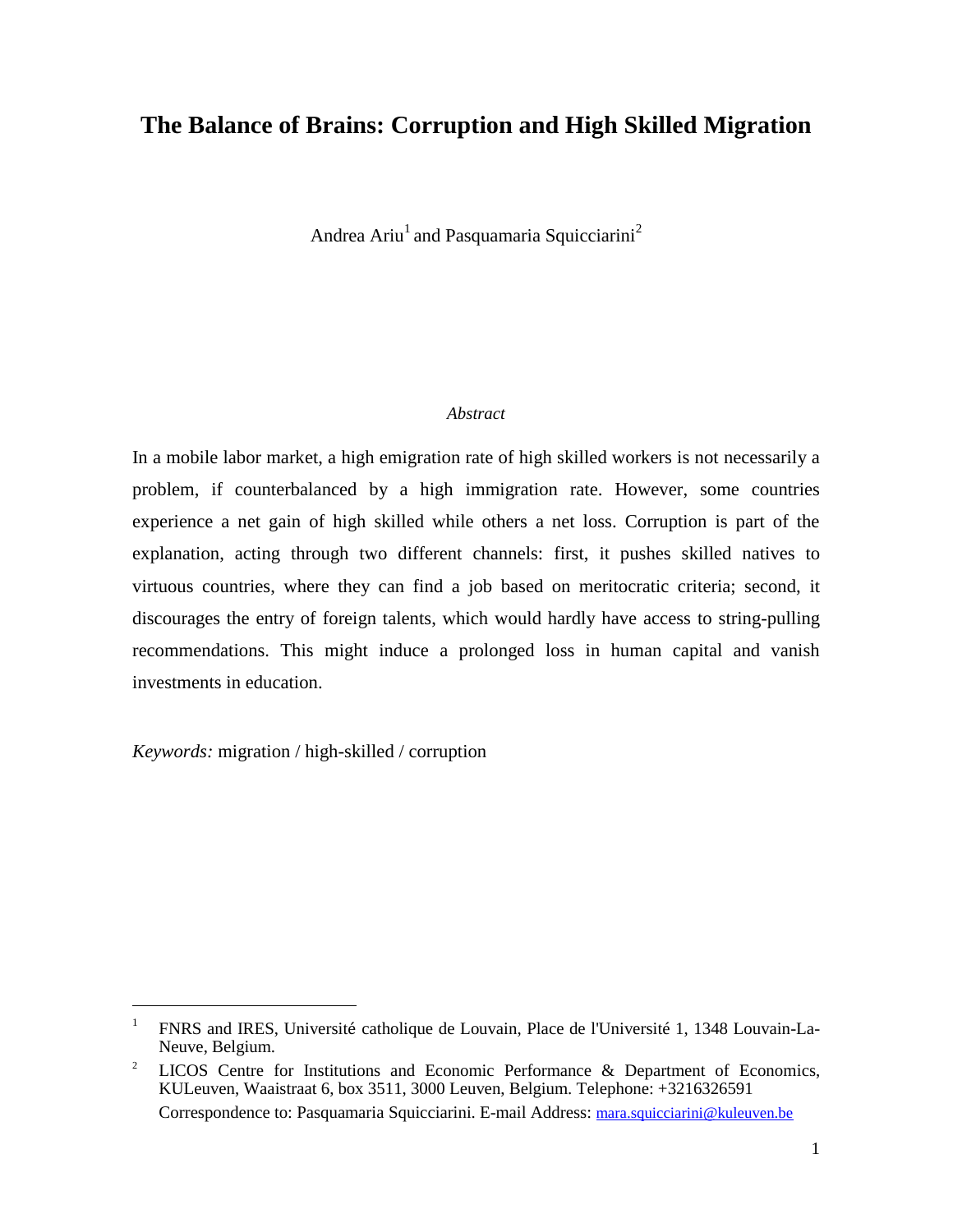# The Balance of Brains: Corruption and High Skilled Migration

Andrea Ariu[1] and Pasquamaria Squicciarini[2]

*Abstract*

In a mobile labor market, a high emigration rate of high skilled workers is not necessarily a problem, if counterbalanced by a high immigration rate. However, some countries experience a net gain of high skilled while others a net loss. Corruption is part of the explanation, acting through two different channels: first, it pushes skilled natives to virtuous countries, where they can find a job based on meritocratic criteria; second, it discourages the entry of foreign talents, which would hardly have access to string-pulling recommendations. This might induce a prolonged loss in human capital and vanish investments in education.

*Keywords:* migration / high-skilled / corruption

---

[1] FNRS and IRES, Université catholique de Louvain, Place de l'Université 1, 1348 Louvain-La-Neuve, Belgium.

[2] LICOS Centre for Institutions and Economic Performance & Department of Economics, KULeuven, Waaistraat 6, box 3511, 3000 Leuven, Belgium. Telephone: +3216326591

Correspondence to: Pasquamaria Squicciarini. E-mail Address: mara.squicciarini@kuleuven.be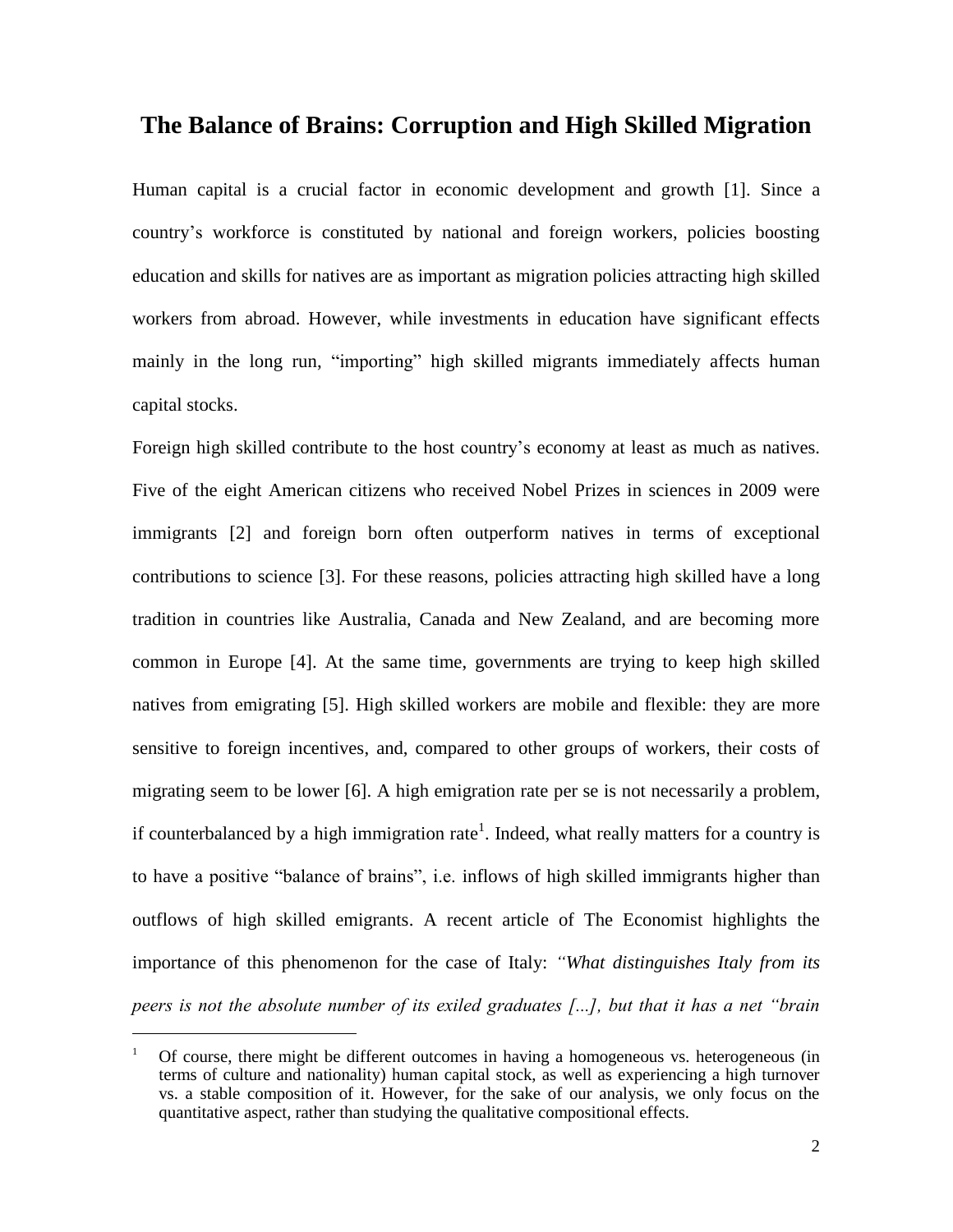# The Balance of Brains: Corruption and High Skilled Migration

Human capital is a crucial factor in economic development and growth [1]. Since a country's workforce is constituted by national and foreign workers, policies boosting education and skills for natives are as important as migration policies attracting high skilled workers from abroad. However, while investments in education have significant effects mainly in the long run, "importing" high skilled migrants immediately affects human capital stocks.

Foreign high skilled contribute to the host country's economy at least as much as natives. Five of the eight American citizens who received Nobel Prizes in sciences in 2009 were immigrants [2] and foreign born often outperform natives in terms of exceptional contributions to science [3]. For these reasons, policies attracting high skilled have a long tradition in countries like Australia, Canada and New Zealand, and are becoming more common in Europe [4]. At the same time, governments are trying to keep high skilled natives from emigrating [5]. High skilled workers are mobile and flexible: they are more sensitive to foreign incentives, and, compared to other groups of workers, their costs of migrating seem to be lower [6]. A high emigration rate per se is not necessarily a problem, if counterbalanced by a high immigration rate[1]. Indeed, what really matters for a country is to have a positive "balance of brains", i.e. inflows of high skilled immigrants higher than outflows of high skilled emigrants. A recent article of The Economist highlights the importance of this phenomenon for the case of Italy: *"What distinguishes Italy from its peers is not the absolute number of its exiled graduates [...], but that it has a net "brain*

[1] Of course, there might be different outcomes in having a homogeneous vs. heterogeneous (in terms of culture and nationality) human capital stock, as well as experiencing a high turnover vs. a stable composition of it. However, for the sake of our analysis, we only focus on the quantitative aspect, rather than studying the qualitative compositional effects.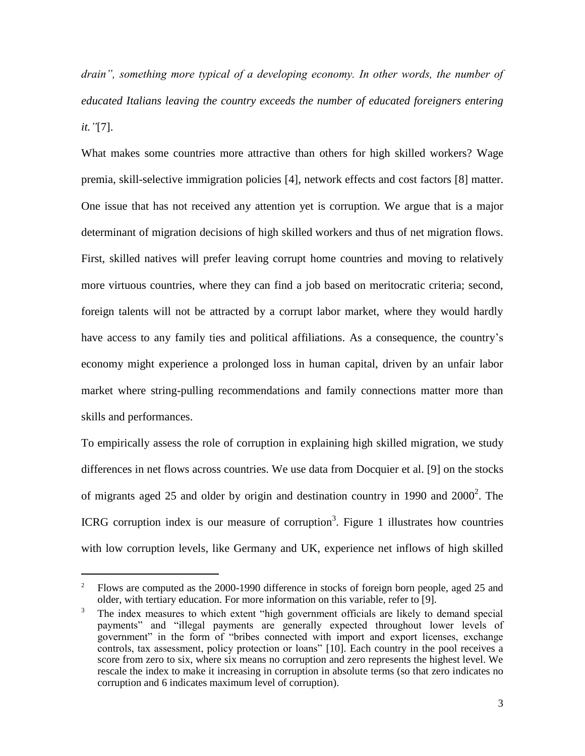*drain", something more typical of a developing economy. In other words, the number of educated Italians leaving the country exceeds the number of educated foreigners entering it."*[7].

What makes some countries more attractive than others for high skilled workers? Wage premia, skill-selective immigration policies [4], network effects and cost factors [8] matter. One issue that has not received any attention yet is corruption. We argue that is a major determinant of migration decisions of high skilled workers and thus of net migration flows. First, skilled natives will prefer leaving corrupt home countries and moving to relatively more virtuous countries, where they can find a job based on meritocratic criteria; second, foreign talents will not be attracted by a corrupt labor market, where they would hardly have access to any family ties and political affiliations. As a consequence, the country's economy might experience a prolonged loss in human capital, driven by an unfair labor market where string-pulling recommendations and family connections matter more than skills and performances.

To empirically assess the role of corruption in explaining high skilled migration, we study differences in net flows across countries. We use data from Docquier et al. [9] on the stocks of migrants aged 25 and older by origin and destination country in 1990 and 2000[2]. The ICRG corruption index is our measure of corruption[3]. Figure 1 illustrates how countries with low corruption levels, like Germany and UK, experience net inflows of high skilled

[2] Flows are computed as the 2000-1990 difference in stocks of foreign born people, aged 25 and older, with tertiary education. For more information on this variable, refer to [9].

[3] The index measures to which extent "high government officials are likely to demand special payments" and "illegal payments are generally expected throughout lower levels of government" in the form of "bribes connected with import and export licenses, exchange controls, tax assessment, policy protection or loans" [10]. Each country in the pool receives a score from zero to six, where six means no corruption and zero represents the highest level. We rescale the index to make it increasing in corruption in absolute terms (so that zero indicates no corruption and 6 indicates maximum level of corruption).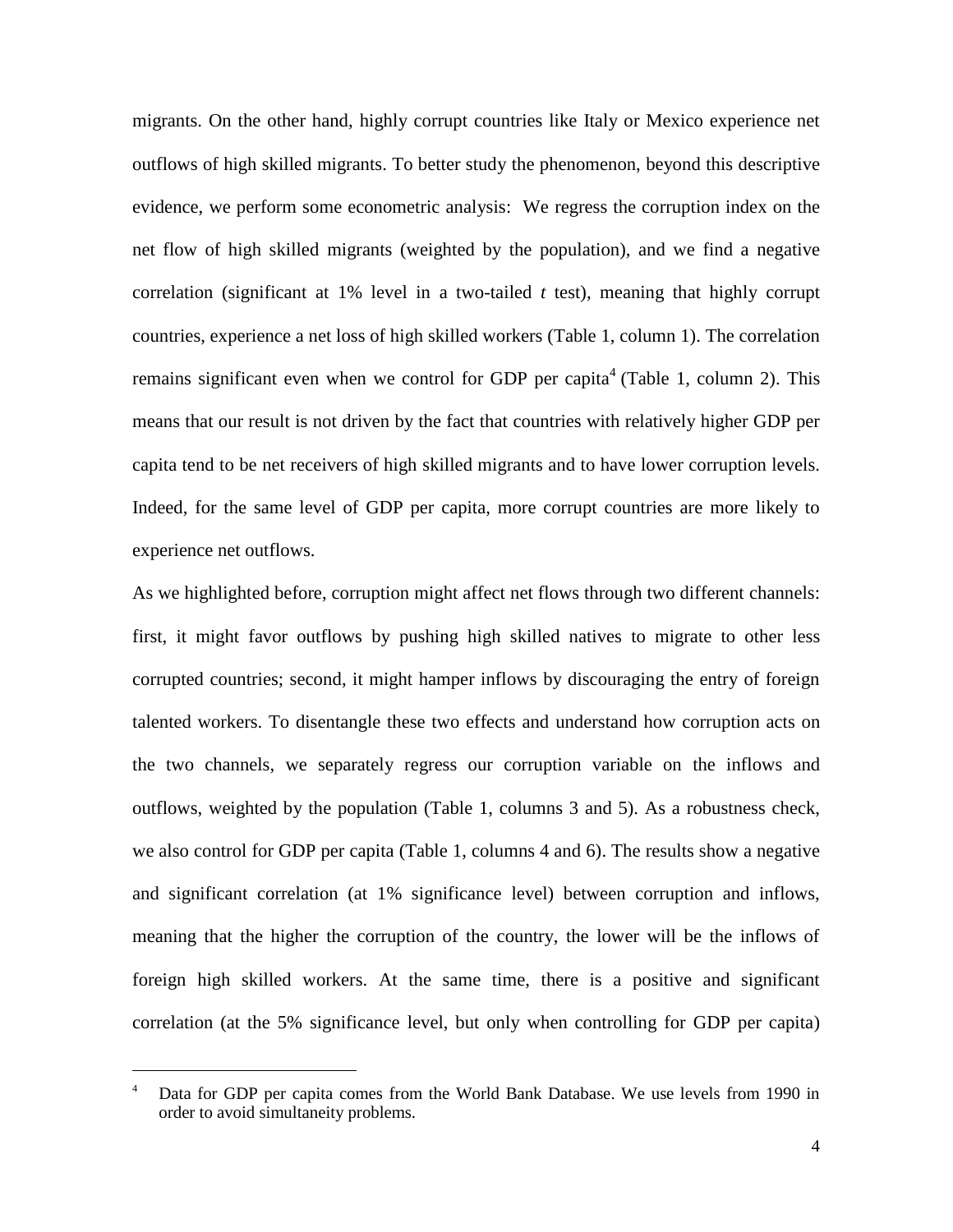migrants. On the other hand, highly corrupt countries like Italy or Mexico experience net outflows of high skilled migrants. To better study the phenomenon, beyond this descriptive evidence, we perform some econometric analysis: We regress the corruption index on the net flow of high skilled migrants (weighted by the population), and we find a negative correlation (significant at 1% level in a two-tailed *t* test), meaning that highly corrupt countries, experience a net loss of high skilled workers (Table 1, column 1). The correlation remains significant even when we control for GDP per capita[4] (Table 1, column 2). This means that our result is not driven by the fact that countries with relatively higher GDP per capita tend to be net receivers of high skilled migrants and to have lower corruption levels. Indeed, for the same level of GDP per capita, more corrupt countries are more likely to experience net outflows.

As we highlighted before, corruption might affect net flows through two different channels: first, it might favor outflows by pushing high skilled natives to migrate to other less corrupted countries; second, it might hamper inflows by discouraging the entry of foreign talented workers. To disentangle these two effects and understand how corruption acts on the two channels, we separately regress our corruption variable on the inflows and outflows, weighted by the population (Table 1, columns 3 and 5). As a robustness check, we also control for GDP per capita (Table 1, columns 4 and 6). The results show a negative and significant correlation (at 1% significance level) between corruption and inflows, meaning that the higher the corruption of the country, the lower will be the inflows of foreign high skilled workers. At the same time, there is a positive and significant correlation (at the 5% significance level, but only when controlling for GDP per capita)

---

[4] Data for GDP per capita comes from the World Bank Database. We use levels from 1990 in order to avoid simultaneity problems.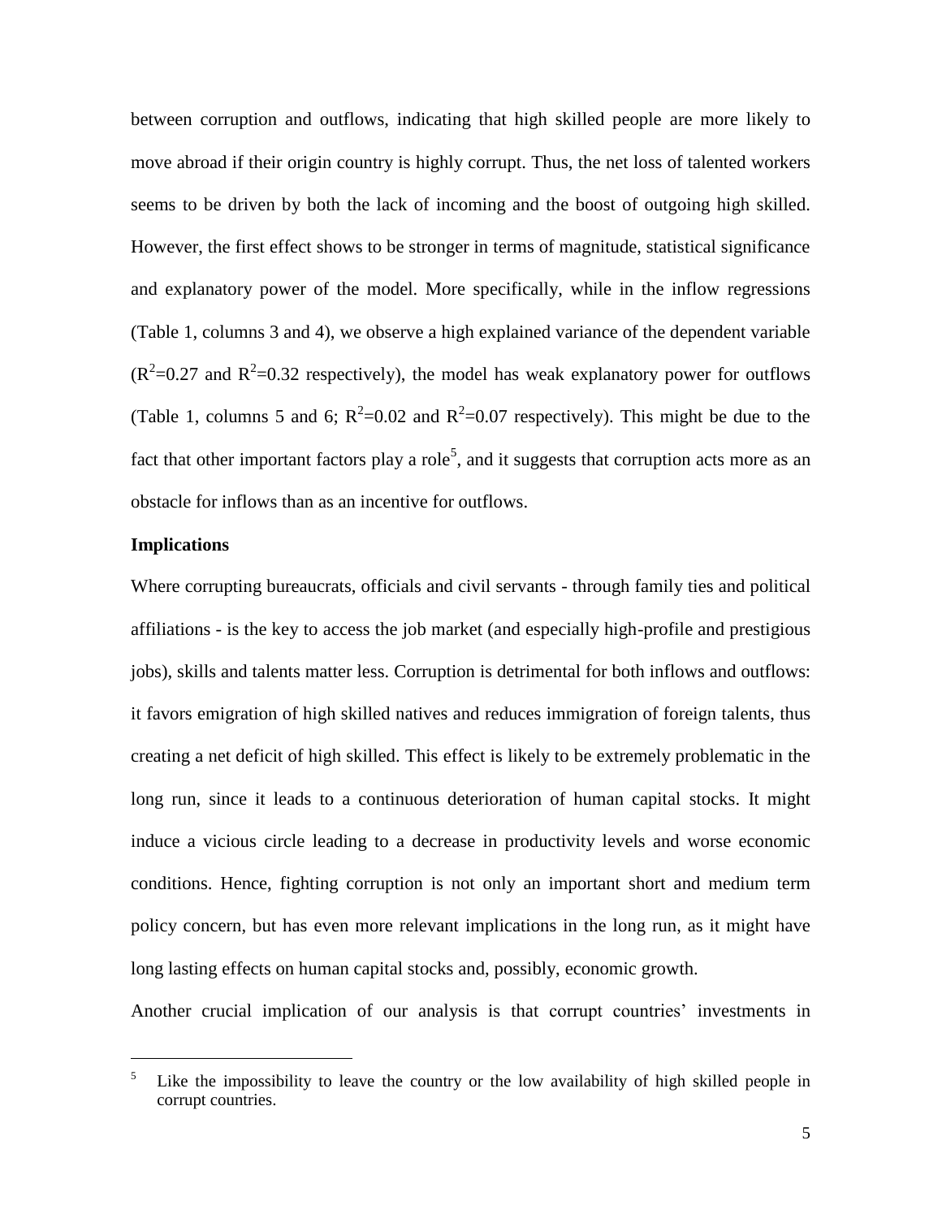between corruption and outflows, indicating that high skilled people are more likely to move abroad if their origin country is highly corrupt. Thus, the net loss of talented workers seems to be driven by both the lack of incoming and the boost of outgoing high skilled. However, the first effect shows to be stronger in terms of magnitude, statistical significance and explanatory power of the model. More specifically, while in the inflow regressions (Table 1, columns 3 and 4), we observe a high explained variance of the dependent variable ($R^2$=0.27 and $R^2$=0.32 respectively), the model has weak explanatory power for outflows (Table 1, columns 5 and 6; $R^2$=0.02 and $R^2$=0.07 respectively). This might be due to the fact that other important factors play a role[5], and it suggests that corruption acts more as an obstacle for inflows than as an incentive for outflows.

**Implications**

Where corrupting bureaucrats, officials and civil servants - through family ties and political affiliations - is the key to access the job market (and especially high-profile and prestigious jobs), skills and talents matter less. Corruption is detrimental for both inflows and outflows: it favors emigration of high skilled natives and reduces immigration of foreign talents, thus creating a net deficit of high skilled. This effect is likely to be extremely problematic in the long run, since it leads to a continuous deterioration of human capital stocks. It might induce a vicious circle leading to a decrease in productivity levels and worse economic conditions. Hence, fighting corruption is not only an important short and medium term policy concern, but has even more relevant implications in the long run, as it might have long lasting effects on human capital stocks and, possibly, economic growth.

Another crucial implication of our analysis is that corrupt countries' investments in

---

[5] Like the impossibility to leave the country or the low availability of high skilled people in corrupt countries.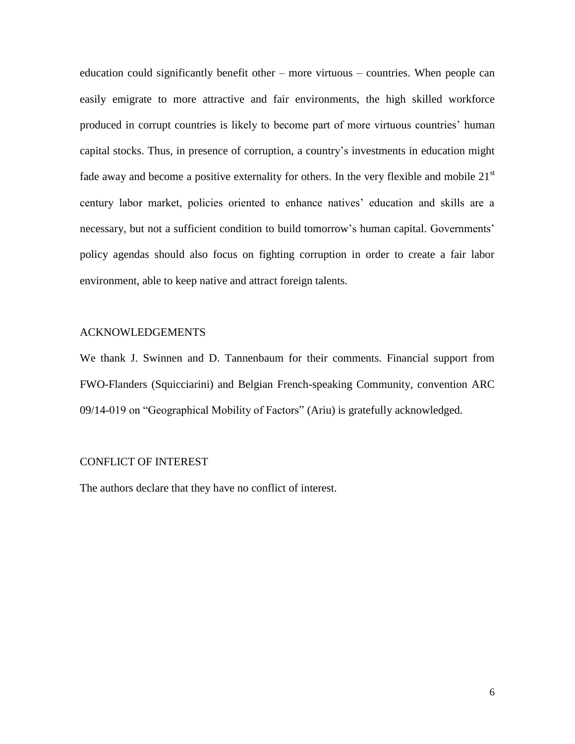education could significantly benefit other – more virtuous – countries. When people can easily emigrate to more attractive and fair environments, the high skilled workforce produced in corrupt countries is likely to become part of more virtuous countries' human capital stocks. Thus, in presence of corruption, a country's investments in education might fade away and become a positive externality for others. In the very flexible and mobile 21st century labor market, policies oriented to enhance natives' education and skills are a necessary, but not a sufficient condition to build tomorrow's human capital. Governments' policy agendas should also focus on fighting corruption in order to create a fair labor environment, able to keep native and attract foreign talents.

## ACKNOWLEDGEMENTS

We thank J. Swinnen and D. Tannenbaum for their comments. Financial support from FWO-Flanders (Squicciarini) and Belgian French-speaking Community, convention ARC 09/14-019 on "Geographical Mobility of Factors" (Ariu) is gratefully acknowledged.

## CONFLICT OF INTEREST

The authors declare that they have no conflict of interest.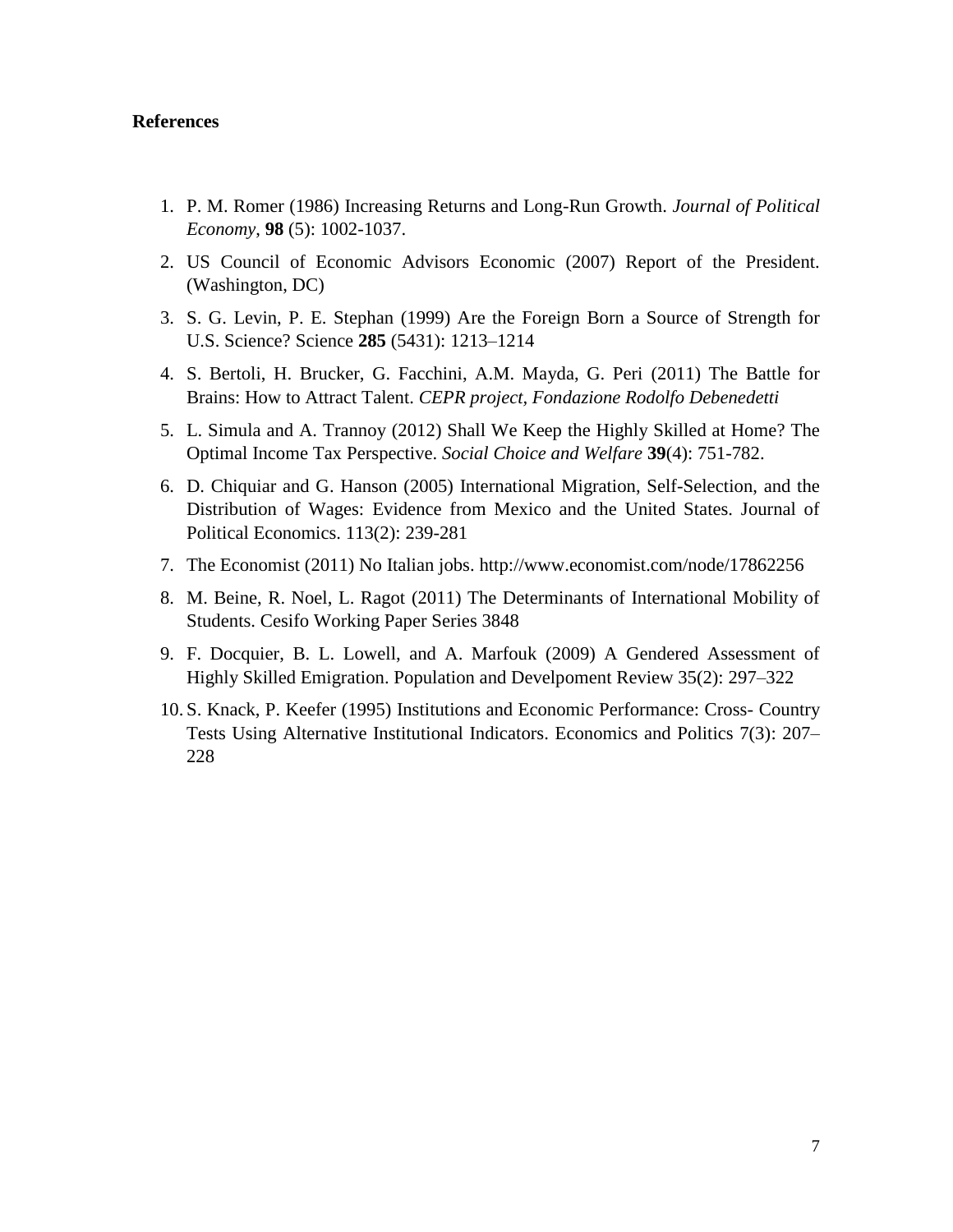**References**

1. P. M. Romer (1986) Increasing Returns and Long-Run Growth. *Journal of Political Economy*, **98** (5): 1002-1037.
2. US Council of Economic Advisors Economic (2007) Report of the President. (Washington, DC)
3. S. G. Levin, P. E. Stephan (1999) Are the Foreign Born a Source of Strength for U.S. Science? Science **285** (5431): 1213–1214
4. S. Bertoli, H. Brucker, G. Facchini, A.M. Mayda, G. Peri (2011) The Battle for Brains: How to Attract Talent. *CEPR project, Fondazione Rodolfo Debenedetti*
5. L. Simula and A. Trannoy (2012) Shall We Keep the Highly Skilled at Home? The Optimal Income Tax Perspective. *Social Choice and Welfare* **39**(4): 751-782.
6. D. Chiquiar and G. Hanson (2005) International Migration, Self-Selection, and the Distribution of Wages: Evidence from Mexico and the United States. Journal of Political Economics. 113(2): 239-281
7. The Economist (2011) No Italian jobs. http://www.economist.com/node/17862256
8. M. Beine, R. Noel, L. Ragot (2011) The Determinants of International Mobility of Students. Cesifo Working Paper Series 3848
9. F. Docquier, B. L. Lowell, and A. Marfouk (2009) A Gendered Assessment of Highly Skilled Emigration. Population and Develpoment Review 35(2): 297–322
10. S. Knack, P. Keefer (1995) Institutions and Economic Performance: Cross- Country Tests Using Alternative Institutional Indicators. Economics and Politics 7(3): 207–228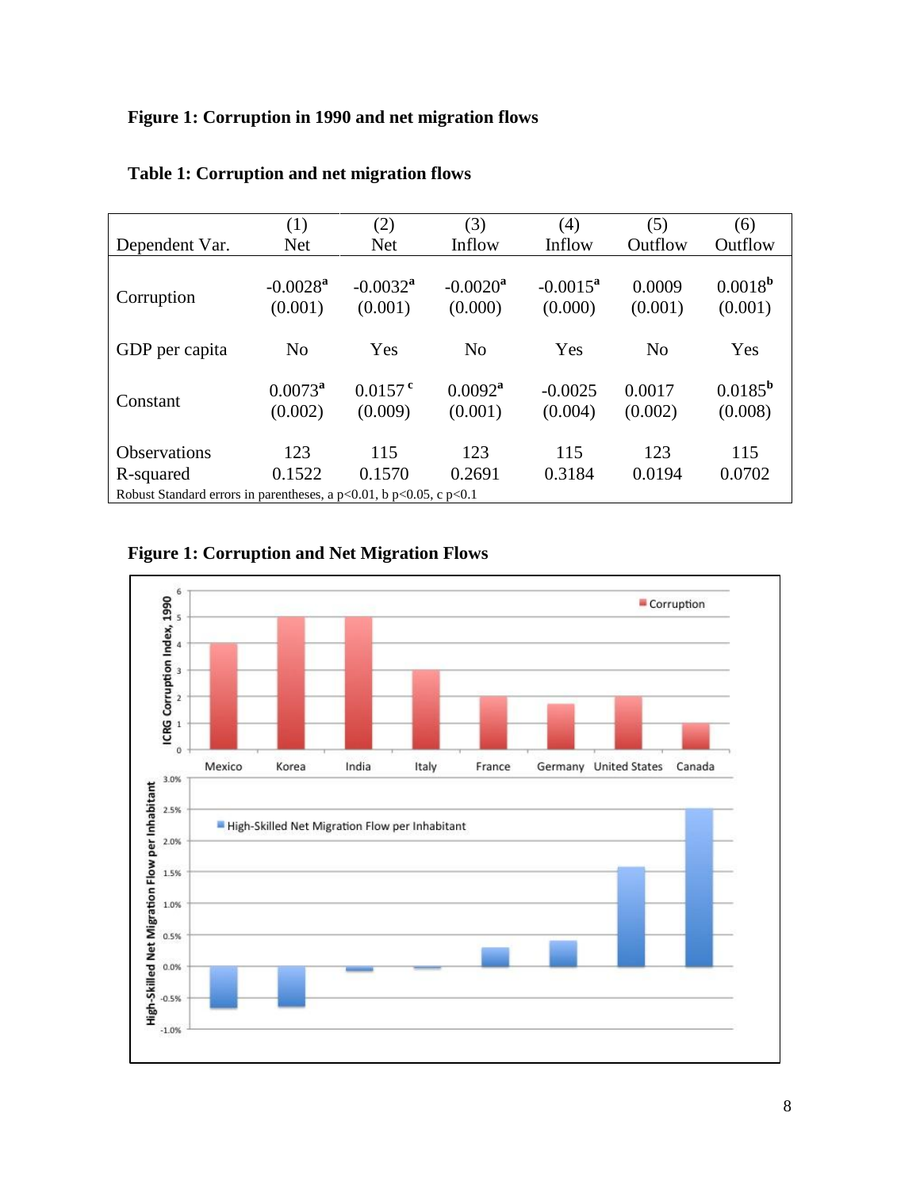**Figure 1: Corruption in 1990 and net migration flows**

**Table 1: Corruption and net migration flows**

| Dependent Var. | (1) Net | (2) Net | (3) Inflow | (4) Inflow | (5) Outflow | (6) Outflow |
|---|---|---|---|---|---|---|
| Corruption | -0.0028[a] (0.001) | -0.0032[a] (0.001) | -0.0020[a] (0.000) | -0.0015[a] (0.000) | 0.0009 (0.001) | 0.0018[b] (0.001) |
| GDP per capita | No | Yes | No | Yes | No | Yes |
| Constant | 0.0073[a] (0.002) | 0.0157[c] (0.009) | 0.0092[a] (0.001) | -0.0025 (0.004) | 0.0017 (0.002) | 0.0185[b] (0.008) |
| Observations | 123 | 115 | 123 | 115 | 123 | 115 |
| R-squared | 0.1522 | 0.1570 | 0.2691 | 0.3184 | 0.0194 | 0.0702 |

Robust Standard errors in parentheses, a p<0.01, b p<0.05, c p<0.1

**Figure 1: Corruption and Net Migration Flows**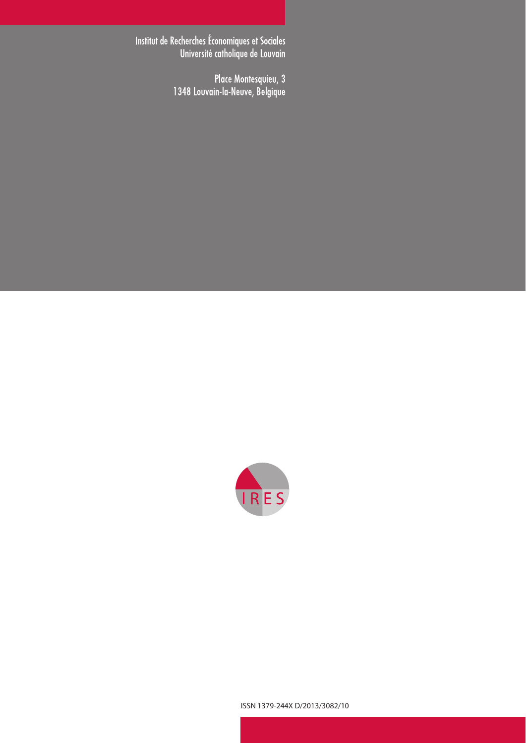Institut de Recherches Économiques et Sociales
Université catholique de Louvain

Place Montesquieu, 3
1348 Louvain-la-Neuve, Belgique

IRES

ISSN 1379-244X D/2013/3082/10